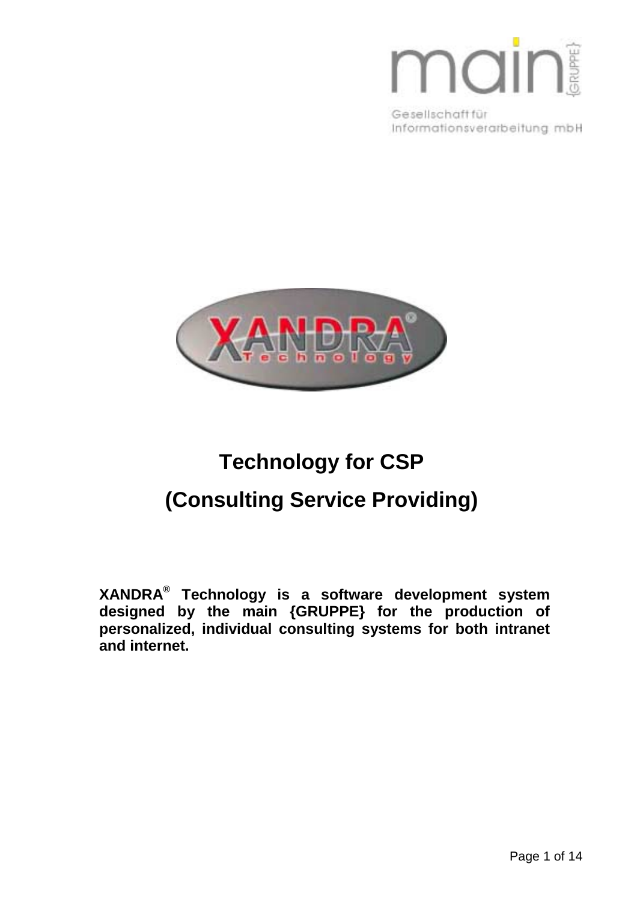main {GRUPPE}

Gesellschaft für Informationsverarbeitung mbH

XANDRA® Technology

# Technology for CSP

# (Consulting Service Providing)

**XANDRA® Technology is a software development system designed by the main {GRUPPE} for the production of personalized, individual consulting systems for both intranet and internet.**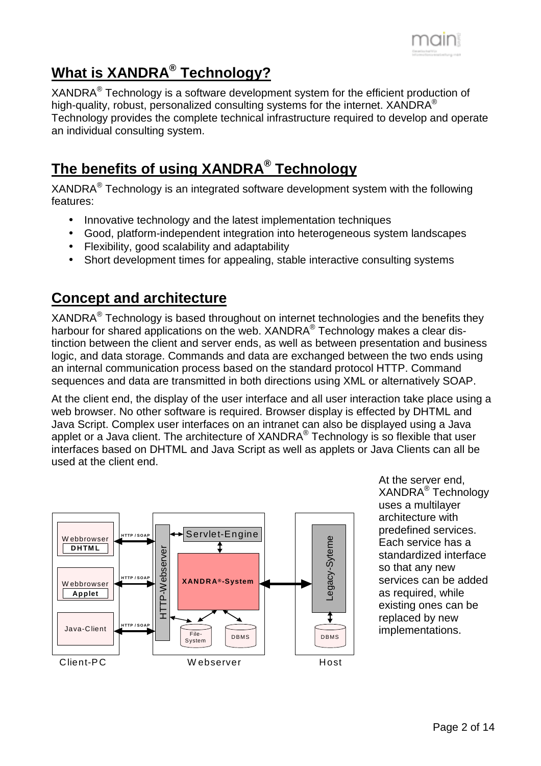## What is XANDRA® Technology?

XANDRA® Technology is a software development system for the efficient production of high-quality, robust, personalized consulting systems for the internet. XANDRA® Technology provides the complete technical infrastructure required to develop and operate an individual consulting system.

## The benefits of using XANDRA® Technology

XANDRA® Technology is an integrated software development system with the following features:

- Innovative technology and the latest implementation techniques
- Good, platform-independent integration into heterogeneous system landscapes
- Flexibility, good scalability and adaptability
- Short development times for appealing, stable interactive consulting systems

## Concept and architecture

XANDRA® Technology is based throughout on internet technologies and the benefits they harbour for shared applications on the web. XANDRA® Technology makes a clear distinction between the client and server ends, as well as between presentation and business logic, and data storage. Commands and data are exchanged between the two ends using an internal communication process based on the standard protocol HTTP. Command sequences and data are transmitted in both directions using XML or alternatively SOAP.

At the client end, the display of the user interface and all user interaction take place using a web browser. No other software is required. Browser display is effected by DHTML and Java Script. Complex user interfaces on an intranet can also be displayed using a Java applet or a Java client. The architecture of XANDRA® Technology is so flexible that user interfaces based on DHTML and Java Script as well as applets or Java Clients can all be used at the client end.

At the server end, XANDRA® Technology uses a multilayer architecture with predefined services. Each service has a standardized interface so that any new services can be added as required, while existing ones can be replaced by new implementations.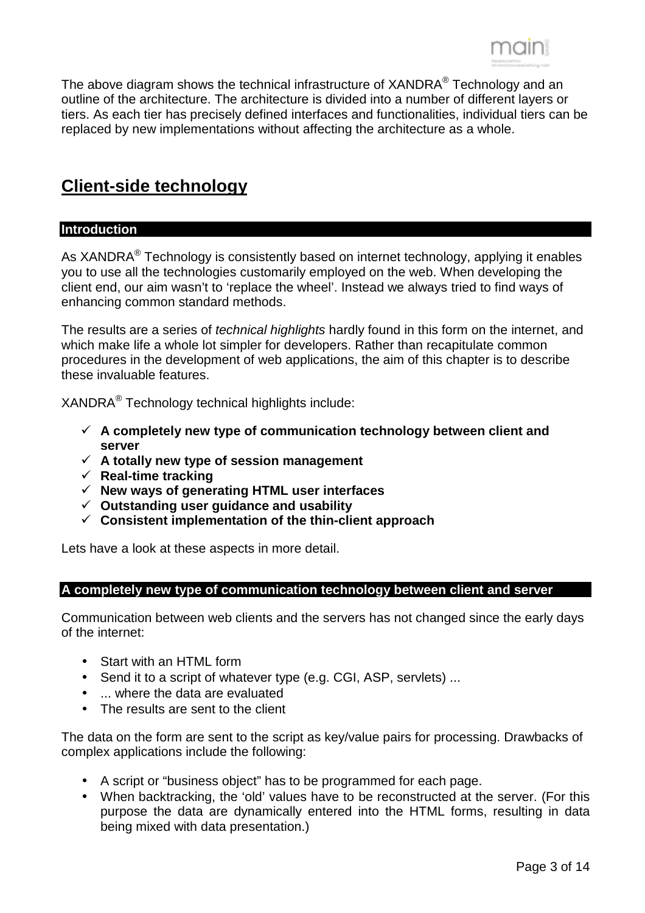The above diagram shows the technical infrastructure of XANDRA® Technology and an outline of the architecture. The architecture is divided into a number of different layers or tiers. As each tier has precisely defined interfaces and functionalities, individual tiers can be replaced by new implementations without affecting the architecture as a whole.

## Client-side technology

### Introduction

As XANDRA® Technology is consistently based on internet technology, applying it enables you to use all the technologies customarily employed on the web. When developing the client end, our aim wasn't to 'replace the wheel'. Instead we always tried to find ways of enhancing common standard methods.

The results are a series of *technical highlights* hardly found in this form on the internet, and which make life a whole lot simpler for developers. Rather than recapitulate common procedures in the development of web applications, the aim of this chapter is to describe these invaluable features.

XANDRA® Technology technical highlights include:

- ✓ **A completely new type of communication technology between client and server**
- ✓ **A totally new type of session management**
- ✓ **Real-time tracking**
- ✓ **New ways of generating HTML user interfaces**
- ✓ **Outstanding user guidance and usability**
- ✓ **Consistent implementation of the thin-client approach**

Lets have a look at these aspects in more detail.

### A completely new type of communication technology between client and server

Communication between web clients and the servers has not changed since the early days of the internet:

- Start with an HTML form
- Send it to a script of whatever type (e.g. CGI, ASP, servlets) ...
- ... where the data are evaluated
- The results are sent to the client

The data on the form are sent to the script as key/value pairs for processing. Drawbacks of complex applications include the following:

- A script or "business object" has to be programmed for each page.
- When backtracking, the 'old' values have to be reconstructed at the server. (For this purpose the data are dynamically entered into the HTML forms, resulting in data being mixed with data presentation.)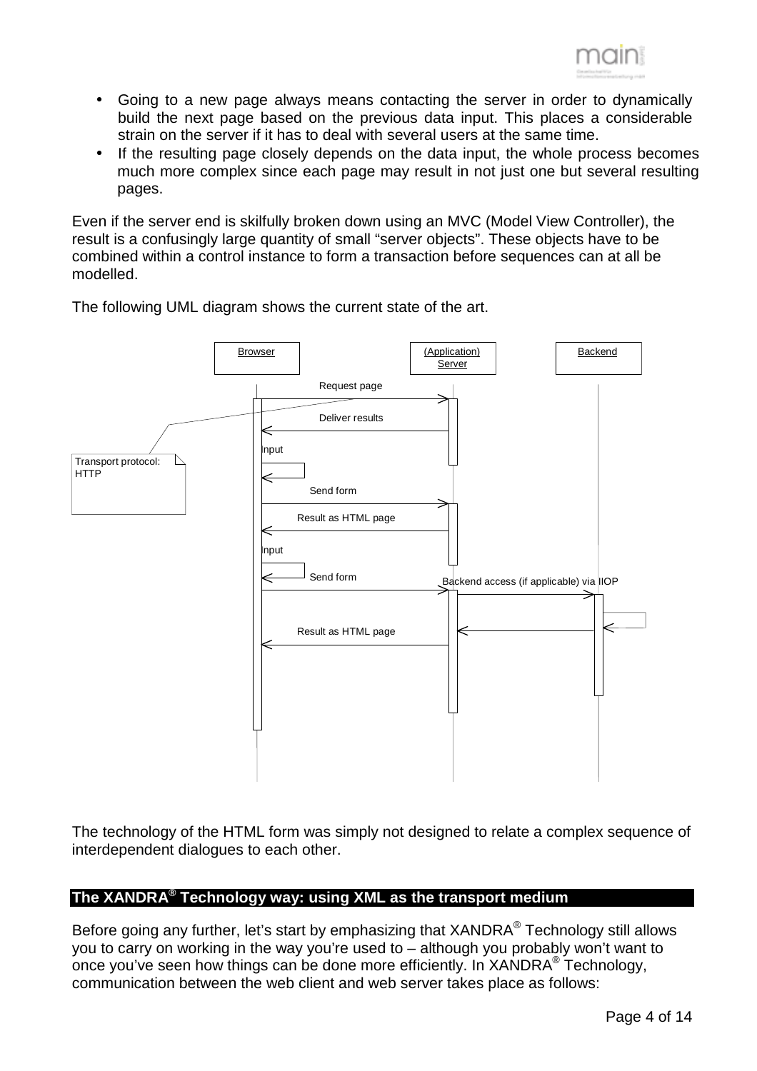- Going to a new page always means contacting the server in order to dynamically build the next page based on the previous data input. This places a considerable strain on the server if it has to deal with several users at the same time.
- If the resulting page closely depends on the data input, the whole process becomes much more complex since each page may result in not just one but several resulting pages.

Even if the server end is skilfully broken down using an MVC (Model View Controller), the result is a confusingly large quantity of small “server objects”. These objects have to be combined within a control instance to form a transaction before sequences can at all be modelled.

The following UML diagram shows the current state of the art.

Browser | (Application) Server | Backend

Request page

Deliver results

Input

Transport protocol: HTTP

Send form

Result as HTML page

Input

Send form

Backend access (if applicable) via IIOP

Result as HTML page

The technology of the HTML form was simply not designed to relate a complex sequence of interdependent dialogues to each other.

## The XANDRA® Technology way: using XML as the transport medium

Before going any further, let’s start by emphasizing that XANDRA® Technology still allows you to carry on working in the way you’re used to – although you probably won’t want to once you’ve seen how things can be done more efficiently. In XANDRA® Technology, communication between the web client and web server takes place as follows: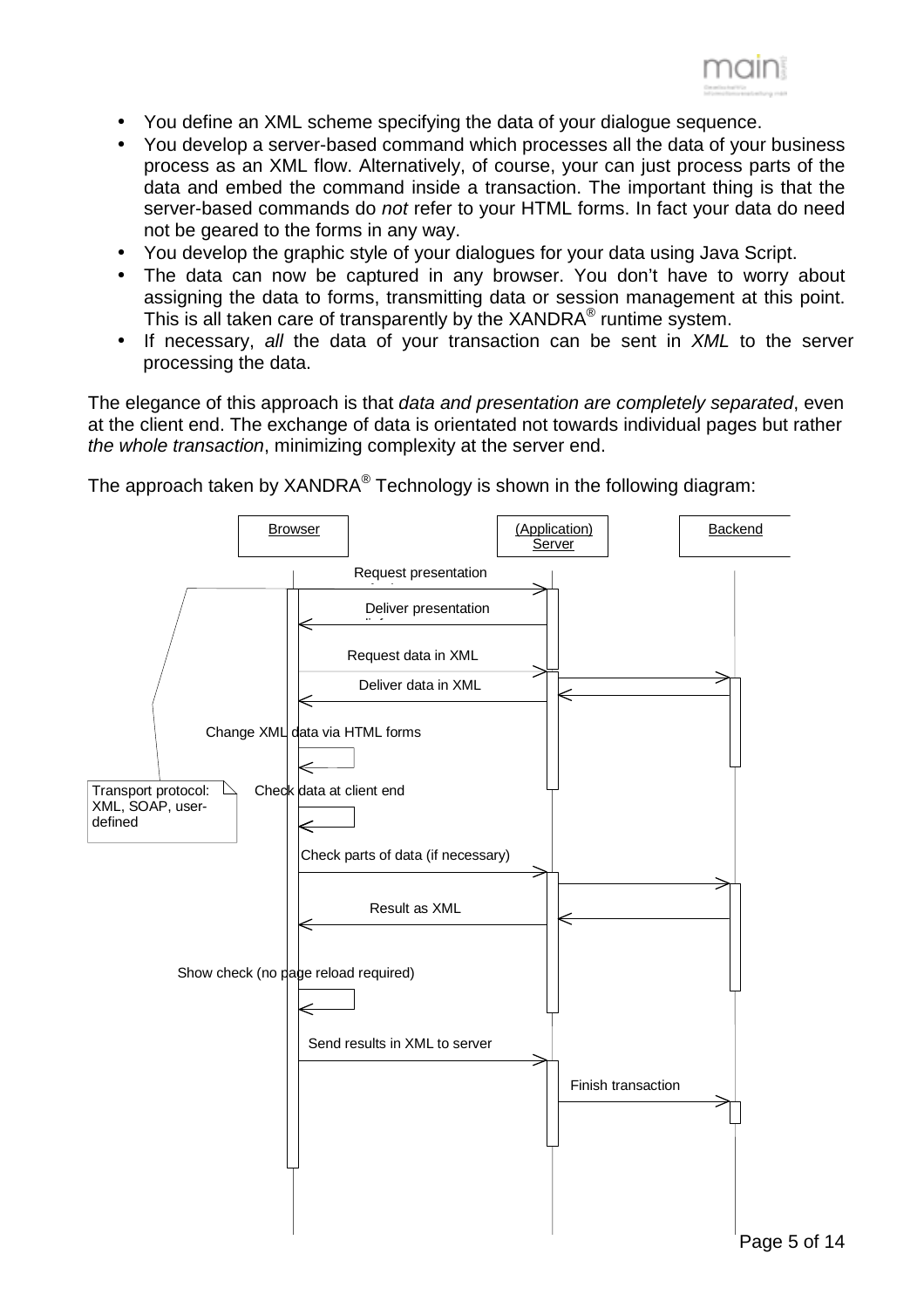- You define an XML scheme specifying the data of your dialogue sequence.
- You develop a server-based command which processes all the data of your business process as an XML flow. Alternatively, of course, your can just process parts of the data and embed the command inside a transaction. The important thing is that the server-based commands do *not* refer to your HTML forms. In fact your data do need not be geared to the forms in any way.
- You develop the graphic style of your dialogues for your data using Java Script.
- The data can now be captured in any browser. You don't have to worry about assigning the data to forms, transmitting data or session management at this point. This is all taken care of transparently by the XANDRA® runtime system.
- If necessary, *all* the data of your transaction can be sent in *XML* to the server processing the data.

The elegance of this approach is that *data and presentation are completely separated*, even at the client end. The exchange of data is orientated not towards individual pages but rather *the whole transaction*, minimizing complexity at the server end.

The approach taken by XANDRA® Technology is shown in the following diagram:

Browser | (Application) Server | Backend

- Request presentation
- Deliver presentation
- Request data in XML
- Deliver data in XML
- Change XML data via HTML forms
- Check data at client end
- Check parts of data (if necessary)
- Result as XML
- Show check (no page reload required)
- Send results in XML to server
- Finish transaction

Transport protocol: XML, SOAP, user-defined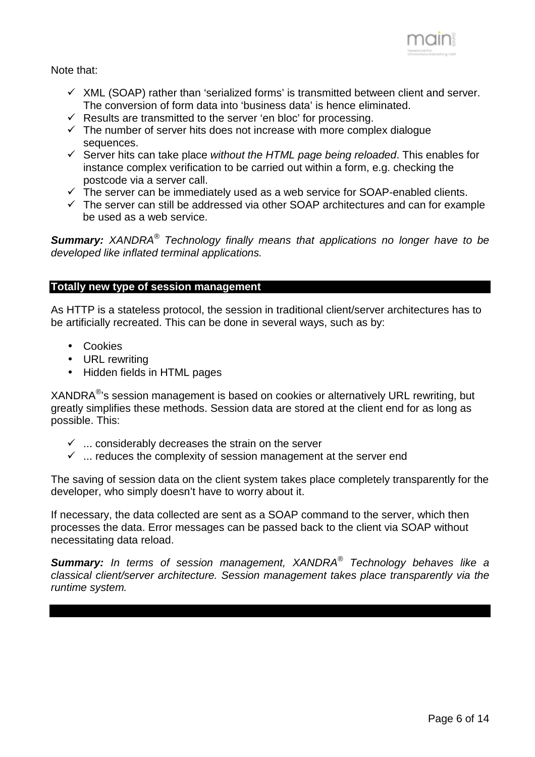Note that:

- ✓ XML (SOAP) rather than 'serialized forms' is transmitted between client and server. The conversion of form data into 'business data' is hence eliminated.
- ✓ Results are transmitted to the server 'en bloc' for processing.
- ✓ The number of server hits does not increase with more complex dialogue sequences.
- ✓ Server hits can take place *without the HTML page being reloaded*. This enables for instance complex verification to be carried out within a form, e.g. checking the postcode via a server call.
- ✓ The server can be immediately used as a web service for SOAP-enabled clients.
- ✓ The server can still be addressed via other SOAP architectures and can for example be used as a web service.

***Summary:*** *XANDRA® Technology finally means that applications no longer have to be developed like inflated terminal applications.*

## Totally new type of session management

As HTTP is a stateless protocol, the session in traditional client/server architectures has to be artificially recreated. This can be done in several ways, such as by:

- Cookies
- URL rewriting
- Hidden fields in HTML pages

XANDRA®'s session management is based on cookies or alternatively URL rewriting, but greatly simplifies these methods. Session data are stored at the client end for as long as possible. This:

- ✓ ... considerably decreases the strain on the server
- ✓ ... reduces the complexity of session management at the server end

The saving of session data on the client system takes place completely transparently for the developer, who simply doesn't have to worry about it.

If necessary, the data collected are sent as a SOAP command to the server, which then processes the data. Error messages can be passed back to the client via SOAP without necessitating data reload.

***Summary:*** *In terms of session management, XANDRA® Technology behaves like a classical client/server architecture. Session management takes place transparently via the runtime system.*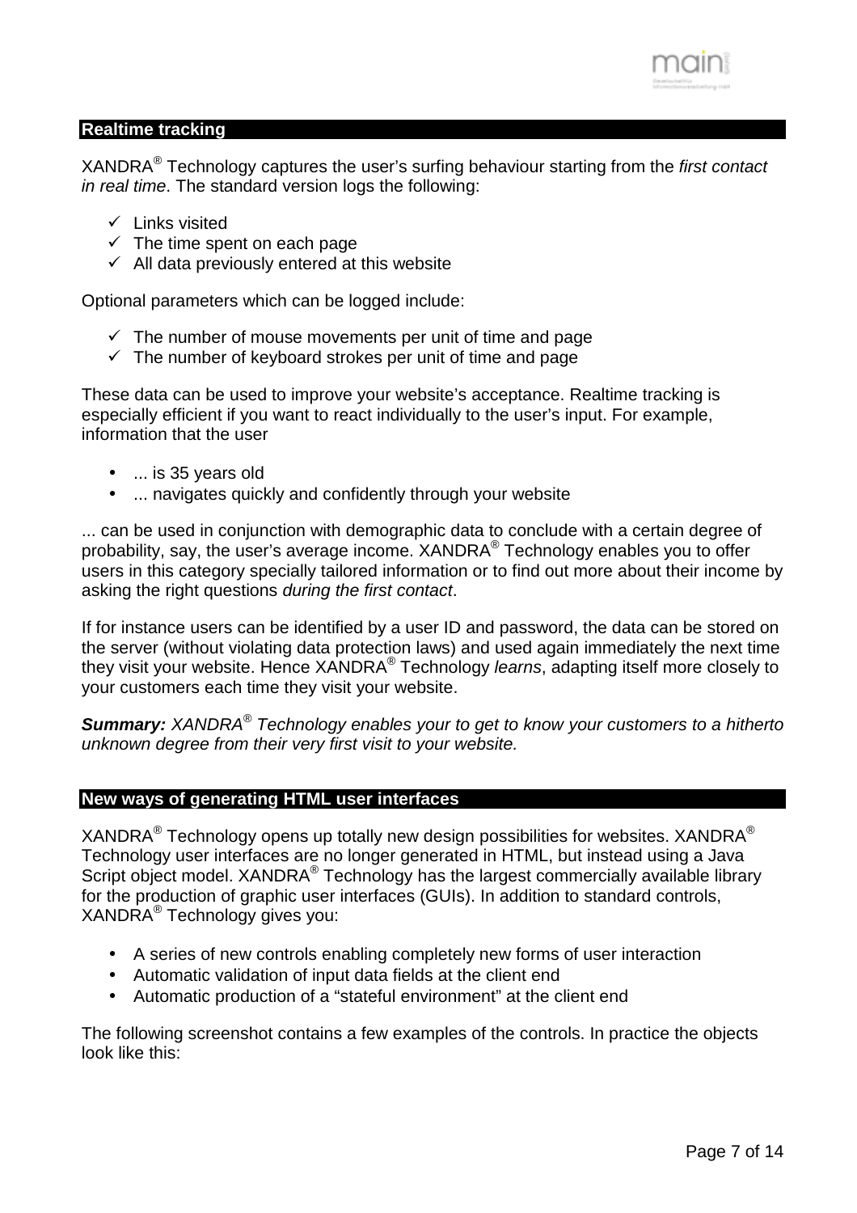## Realtime tracking

XANDRA® Technology captures the user's surfing behaviour starting from the *first contact in real time*. The standard version logs the following:

- ✓ Links visited
- ✓ The time spent on each page
- ✓ All data previously entered at this website

Optional parameters which can be logged include:

- ✓ The number of mouse movements per unit of time and page
- ✓ The number of keyboard strokes per unit of time and page

These data can be used to improve your website's acceptance. Realtime tracking is especially efficient if you want to react individually to the user's input. For example, information that the user

- ... is 35 years old
- ... navigates quickly and confidently through your website

... can be used in conjunction with demographic data to conclude with a certain degree of probability, say, the user's average income. XANDRA® Technology enables you to offer users in this category specially tailored information or to find out more about their income by asking the right questions *during the first contact*.

If for instance users can be identified by a user ID and password, the data can be stored on the server (without violating data protection laws) and used again immediately the next time they visit your website. Hence XANDRA® Technology *learns*, adapting itself more closely to your customers each time they visit your website.

***Summary:*** *XANDRA® Technology enables your to get to know your customers to a hitherto unknown degree from their very first visit to your website.*

## New ways of generating HTML user interfaces

XANDRA® Technology opens up totally new design possibilities for websites. XANDRA® Technology user interfaces are no longer generated in HTML, but instead using a Java Script object model. XANDRA® Technology has the largest commercially available library for the production of graphic user interfaces (GUIs). In addition to standard controls, XANDRA® Technology gives you:

- A series of new controls enabling completely new forms of user interaction
- Automatic validation of input data fields at the client end
- Automatic production of a "stateful environment" at the client end

The following screenshot contains a few examples of the controls. In practice the objects look like this: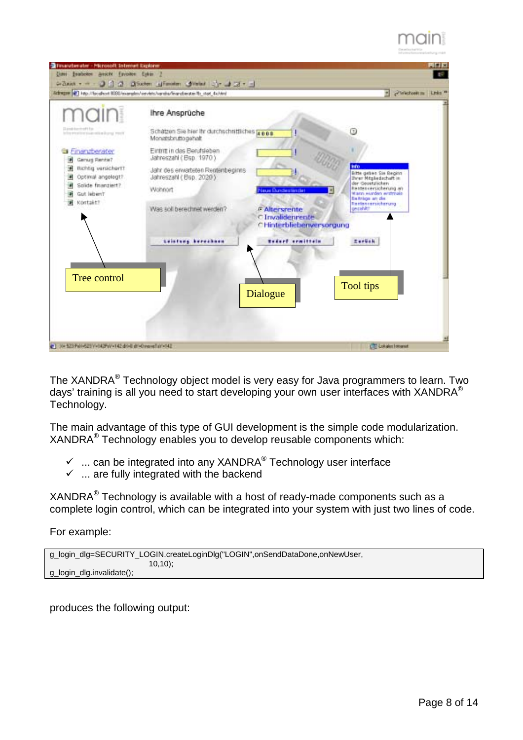The XANDRA® Technology object model is very easy for Java programmers to learn. Two days' training is all you need to start developing your own user interfaces with XANDRA® Technology.

The main advantage of this type of GUI development is the simple code modularization. XANDRA® Technology enables you to develop reusable components which:

- ✓ ... can be integrated into any XANDRA® Technology user interface
- ✓ ... are fully integrated with the backend

XANDRA® Technology is available with a host of ready-made components such as a complete login control, which can be integrated into your system with just two lines of code.

For example:

```
g_login_dlg=SECURITY_LOGIN.createLoginDlg("LOGIN",onSendDataDone,onNewUser,
                                10,10);
g_login_dlg.invalidate();
```

produces the following output: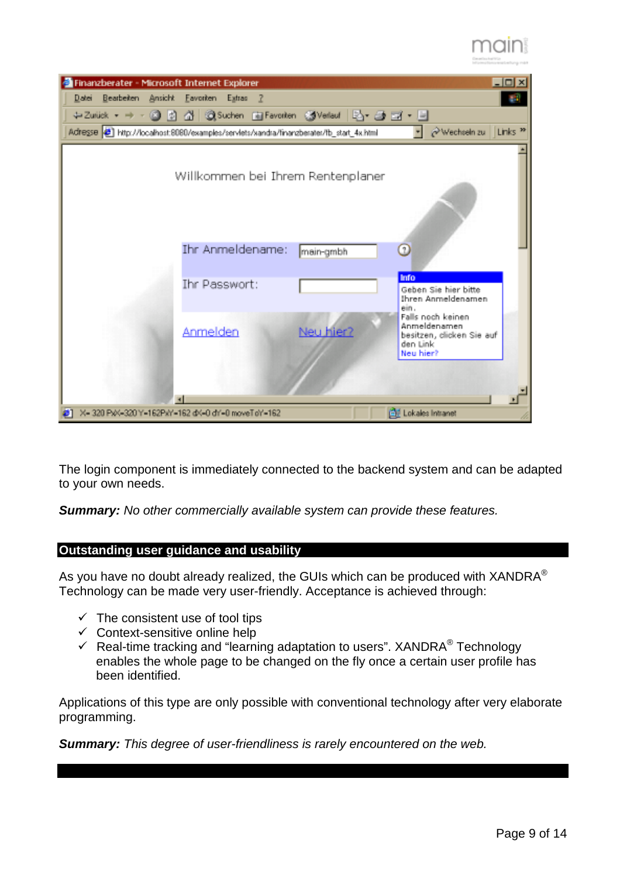The login component is immediately connected to the backend system and can be adapted to your own needs.

***Summary:*** *No other commercially available system can provide these features.*

## Outstanding user guidance and usability

As you have no doubt already realized, the GUIs which can be produced with XANDRA® Technology can be made very user-friendly. Acceptance is achieved through:

- ✓ The consistent use of tool tips
- ✓ Context-sensitive online help
- ✓ Real-time tracking and "learning adaptation to users". XANDRA® Technology enables the whole page to be changed on the fly once a certain user profile has been identified.

Applications of this type are only possible with conventional technology after very elaborate programming.

***Summary:*** *This degree of user-friendliness is rarely encountered on the web.*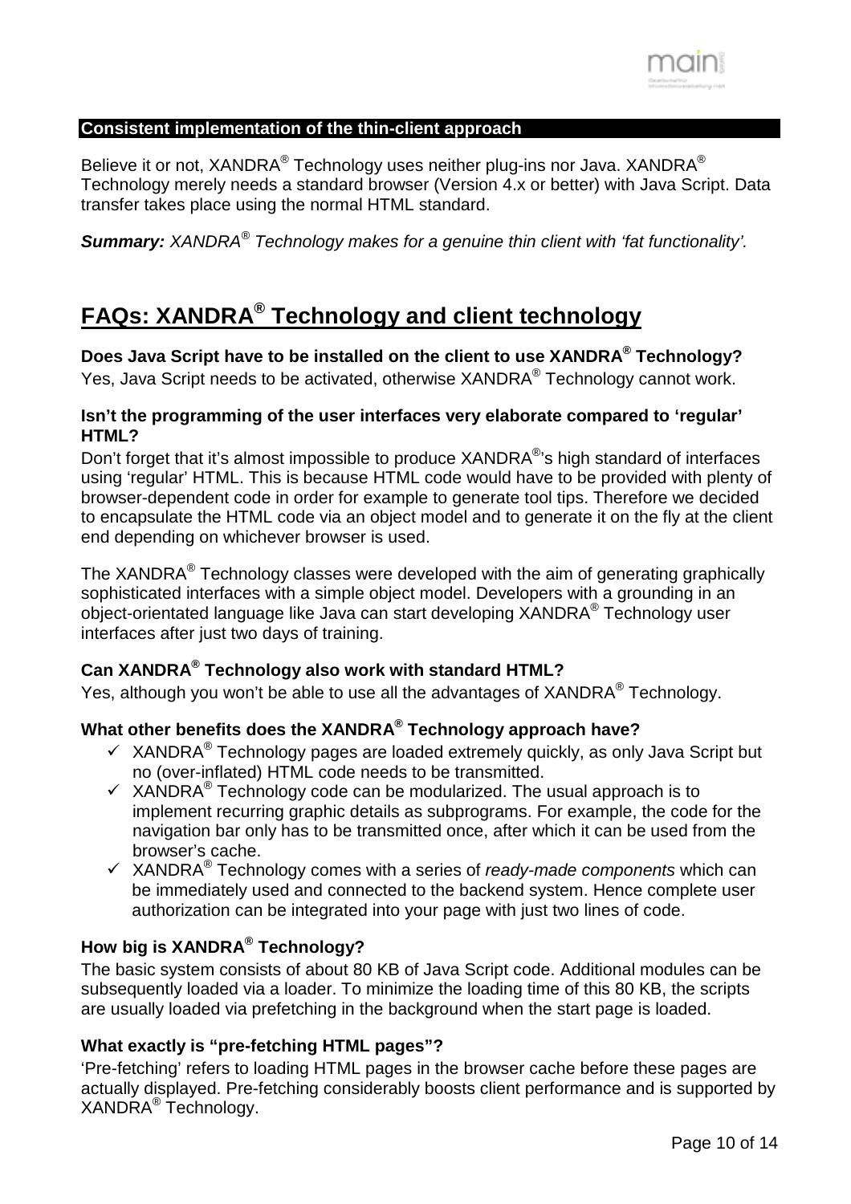**Consistent implementation of the thin-client approach**

Believe it or not, XANDRA® Technology uses neither plug-ins nor Java. XANDRA® Technology merely needs a standard browser (Version 4.x or better) with Java Script. Data transfer takes place using the normal HTML standard.

***Summary:*** *XANDRA® Technology makes for a genuine thin client with 'fat functionality'.*

# FAQs: XANDRA® Technology and client technology

**Does Java Script have to be installed on the client to use XANDRA® Technology?**
Yes, Java Script needs to be activated, otherwise XANDRA® Technology cannot work.

**Isn't the programming of the user interfaces very elaborate compared to 'regular' HTML?**
Don't forget that it's almost impossible to produce XANDRA®'s high standard of interfaces using 'regular' HTML. This is because HTML code would have to be provided with plenty of browser-dependent code in order for example to generate tool tips. Therefore we decided to encapsulate the HTML code via an object model and to generate it on the fly at the client end depending on whichever browser is used.

The XANDRA® Technology classes were developed with the aim of generating graphically sophisticated interfaces with a simple object model. Developers with a grounding in an object-orientated language like Java can start developing XANDRA® Technology user interfaces after just two days of training.

**Can XANDRA® Technology also work with standard HTML?**
Yes, although you won't be able to use all the advantages of XANDRA® Technology.

**What other benefits does the XANDRA® Technology approach have?**

- ✓ XANDRA® Technology pages are loaded extremely quickly, as only Java Script but no (over-inflated) HTML code needs to be transmitted.
- ✓ XANDRA® Technology code can be modularized. The usual approach is to implement recurring graphic details as subprograms. For example, the code for the navigation bar only has to be transmitted once, after which it can be used from the browser's cache.
- ✓ XANDRA® Technology comes with a series of *ready-made components* which can be immediately used and connected to the backend system. Hence complete user authorization can be integrated into your page with just two lines of code.

**How big is XANDRA® Technology?**
The basic system consists of about 80 KB of Java Script code. Additional modules can be subsequently loaded via a loader. To minimize the loading time of this 80 KB, the scripts are usually loaded via prefetching in the background when the start page is loaded.

**What exactly is "pre-fetching HTML pages"?**
'Pre-fetching' refers to loading HTML pages in the browser cache before these pages are actually displayed. Pre-fetching considerably boosts client performance and is supported by XANDRA® Technology.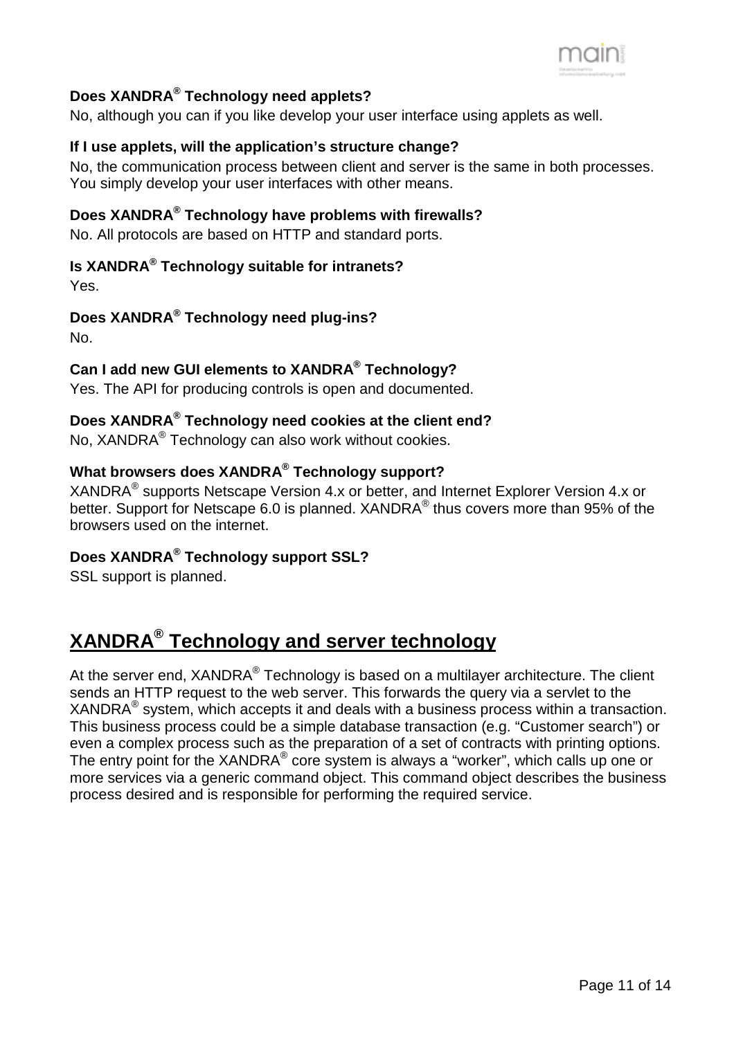**Does XANDRA® Technology need applets?**

No, although you can if you like develop your user interface using applets as well.

**If I use applets, will the application's structure change?**

No, the communication process between client and server is the same in both processes. You simply develop your user interfaces with other means.

**Does XANDRA® Technology have problems with firewalls?**

No. All protocols are based on HTTP and standard ports.

**Is XANDRA® Technology suitable for intranets?**

Yes.

**Does XANDRA® Technology need plug-ins?**

No.

**Can I add new GUI elements to XANDRA® Technology?**

Yes. The API for producing controls is open and documented.

**Does XANDRA® Technology need cookies at the client end?**

No, XANDRA® Technology can also work without cookies.

**What browsers does XANDRA® Technology support?**

XANDRA® supports Netscape Version 4.x or better, and Internet Explorer Version 4.x or better. Support for Netscape 6.0 is planned. XANDRA® thus covers more than 95% of the browsers used on the internet.

**Does XANDRA® Technology support SSL?**

SSL support is planned.

## XANDRA® Technology and server technology

At the server end, XANDRA® Technology is based on a multilayer architecture. The client sends an HTTP request to the web server. This forwards the query via a servlet to the XANDRA® system, which accepts it and deals with a business process within a transaction. This business process could be a simple database transaction (e.g. "Customer search") or even a complex process such as the preparation of a set of contracts with printing options. The entry point for the XANDRA® core system is always a "worker", which calls up one or more services via a generic command object. This command object describes the business process desired and is responsible for performing the required service.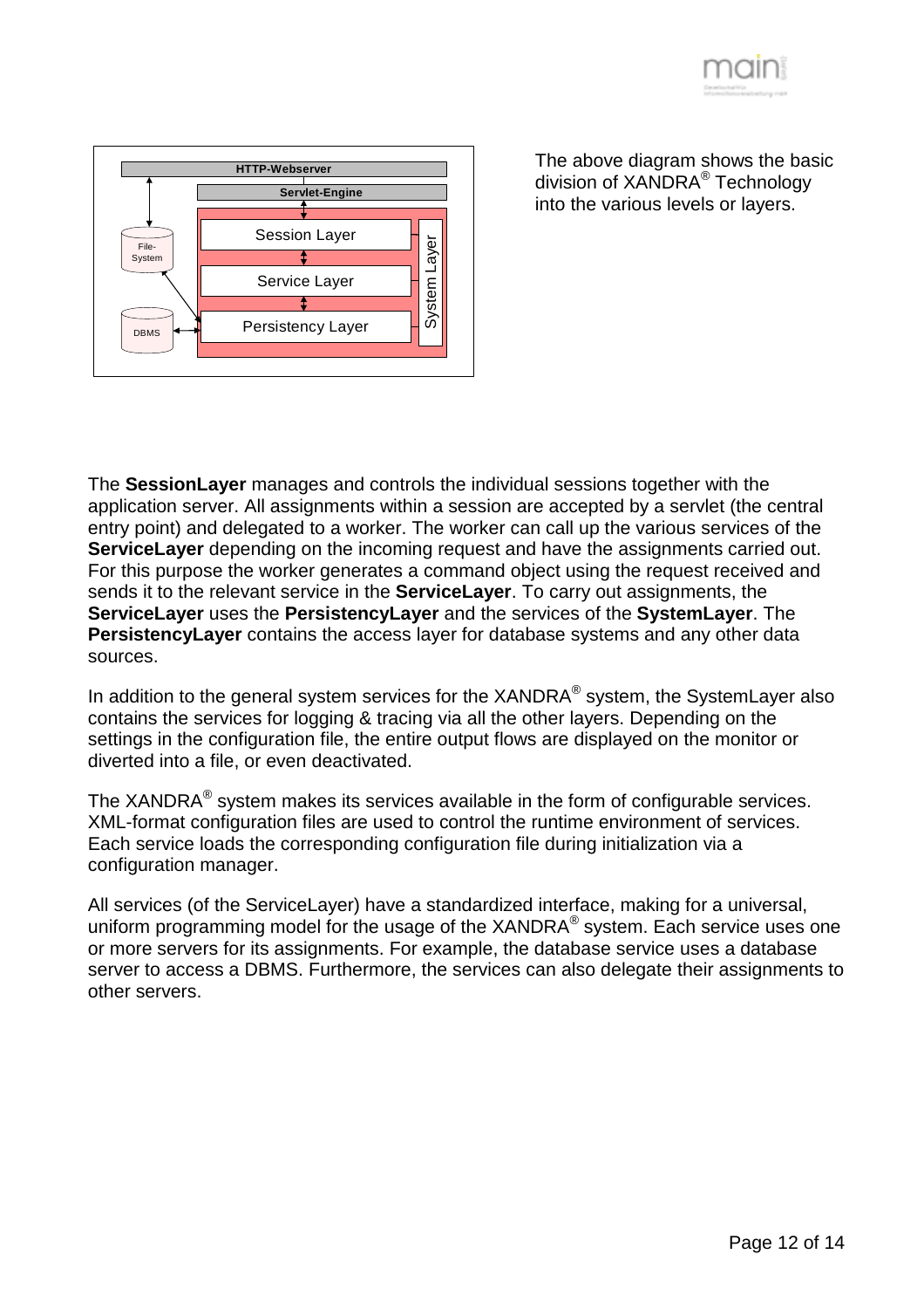The above diagram shows the basic division of XANDRA® Technology into the various levels or layers.

The **SessionLayer** manages and controls the individual sessions together with the application server. All assignments within a session are accepted by a servlet (the central entry point) and delegated to a worker. The worker can call up the various services of the **ServiceLayer** depending on the incoming request and have the assignments carried out. For this purpose the worker generates a command object using the request received and sends it to the relevant service in the **ServiceLayer**. To carry out assignments, the **ServiceLayer** uses the **PersistencyLayer** and the services of the **SystemLayer**. The **PersistencyLayer** contains the access layer for database systems and any other data sources.

In addition to the general system services for the XANDRA® system, the SystemLayer also contains the services for logging & tracing via all the other layers. Depending on the settings in the configuration file, the entire output flows are displayed on the monitor or diverted into a file, or even deactivated.

The XANDRA® system makes its services available in the form of configurable services. XML-format configuration files are used to control the runtime environment of services. Each service loads the corresponding configuration file during initialization via a configuration manager.

All services (of the ServiceLayer) have a standardized interface, making for a universal, uniform programming model for the usage of the XANDRA® system. Each service uses one or more servers for its assignments. For example, the database service uses a database server to access a DBMS. Furthermore, the services can also delegate their assignments to other servers.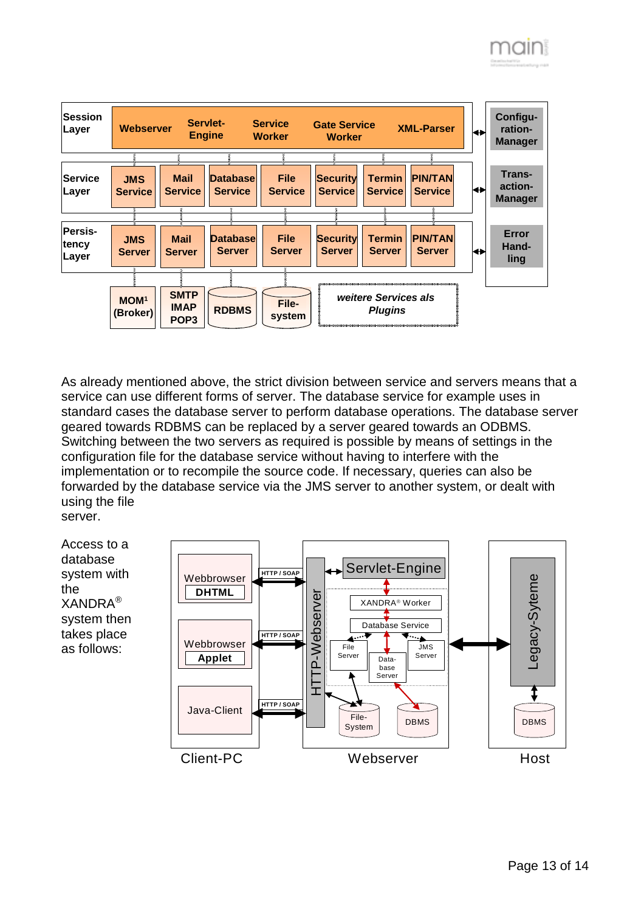As already mentioned above, the strict division between service and servers means that a service can use different forms of server. The database service for example uses in standard cases the database server to perform database operations. The database server geared towards RDBMS can be replaced by a server geared towards an ODBMS. Switching between the two servers as required is possible by means of settings in the configuration file for the database service without having to interfere with the implementation or to recompile the source code. If necessary, queries can also be forwarded by the database service via the JMS server to another system, or dealt with using the file server.

Access to a database system with the XANDRA® system then takes place as follows: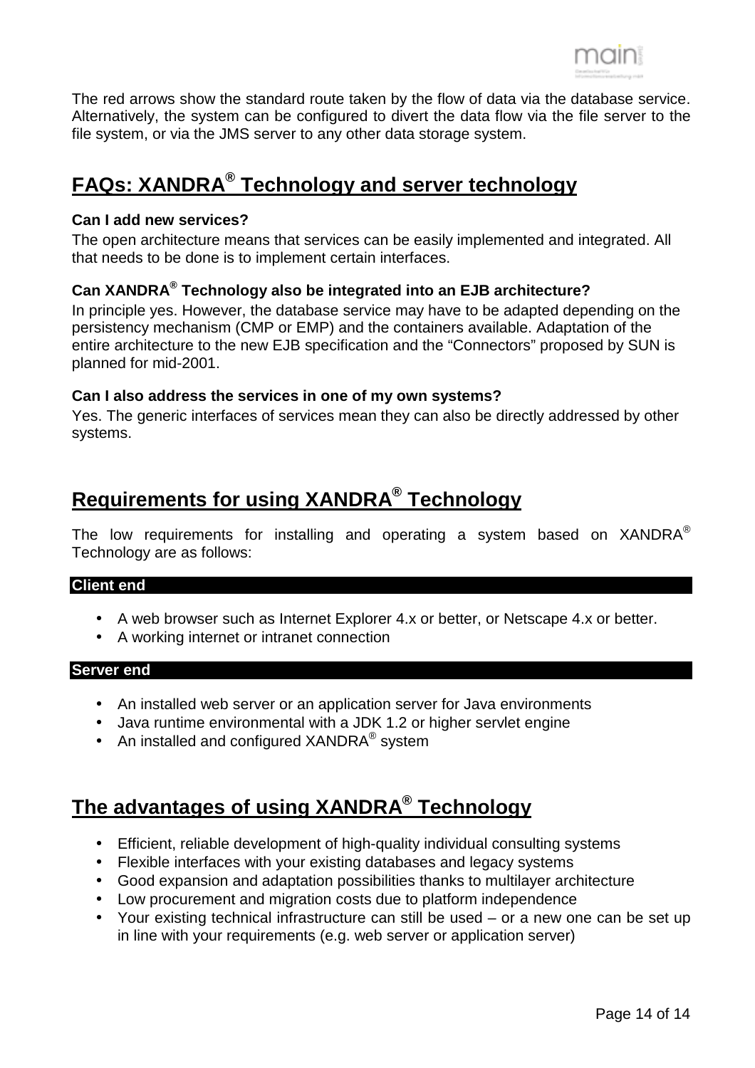The red arrows show the standard route taken by the flow of data via the database service. Alternatively, the system can be configured to divert the data flow via the file server to the file system, or via the JMS server to any other data storage system.

## FAQs: XANDRA® Technology and server technology

**Can I add new services?**

The open architecture means that services can be easily implemented and integrated. All that needs to be done is to implement certain interfaces.

**Can XANDRA® Technology also be integrated into an EJB architecture?**

In principle yes. However, the database service may have to be adapted depending on the persistency mechanism (CMP or EMP) and the containers available. Adaptation of the entire architecture to the new EJB specification and the "Connectors" proposed by SUN is planned for mid-2001.

**Can I also address the services in one of my own systems?**

Yes. The generic interfaces of services mean they can also be directly addressed by other systems.

## Requirements for using XANDRA® Technology

The low requirements for installing and operating a system based on XANDRA® Technology are as follows:

**Client end**

- A web browser such as Internet Explorer 4.x or better, or Netscape 4.x or better.
- A working internet or intranet connection

**Server end**

- An installed web server or an application server for Java environments
- Java runtime environmental with a JDK 1.2 or higher servlet engine
- An installed and configured XANDRA® system

## The advantages of using XANDRA® Technology

- Efficient, reliable development of high-quality individual consulting systems
- Flexible interfaces with your existing databases and legacy systems
- Good expansion and adaptation possibilities thanks to multilayer architecture
- Low procurement and migration costs due to platform independence
- Your existing technical infrastructure can still be used – or a new one can be set up in line with your requirements (e.g. web server or application server)